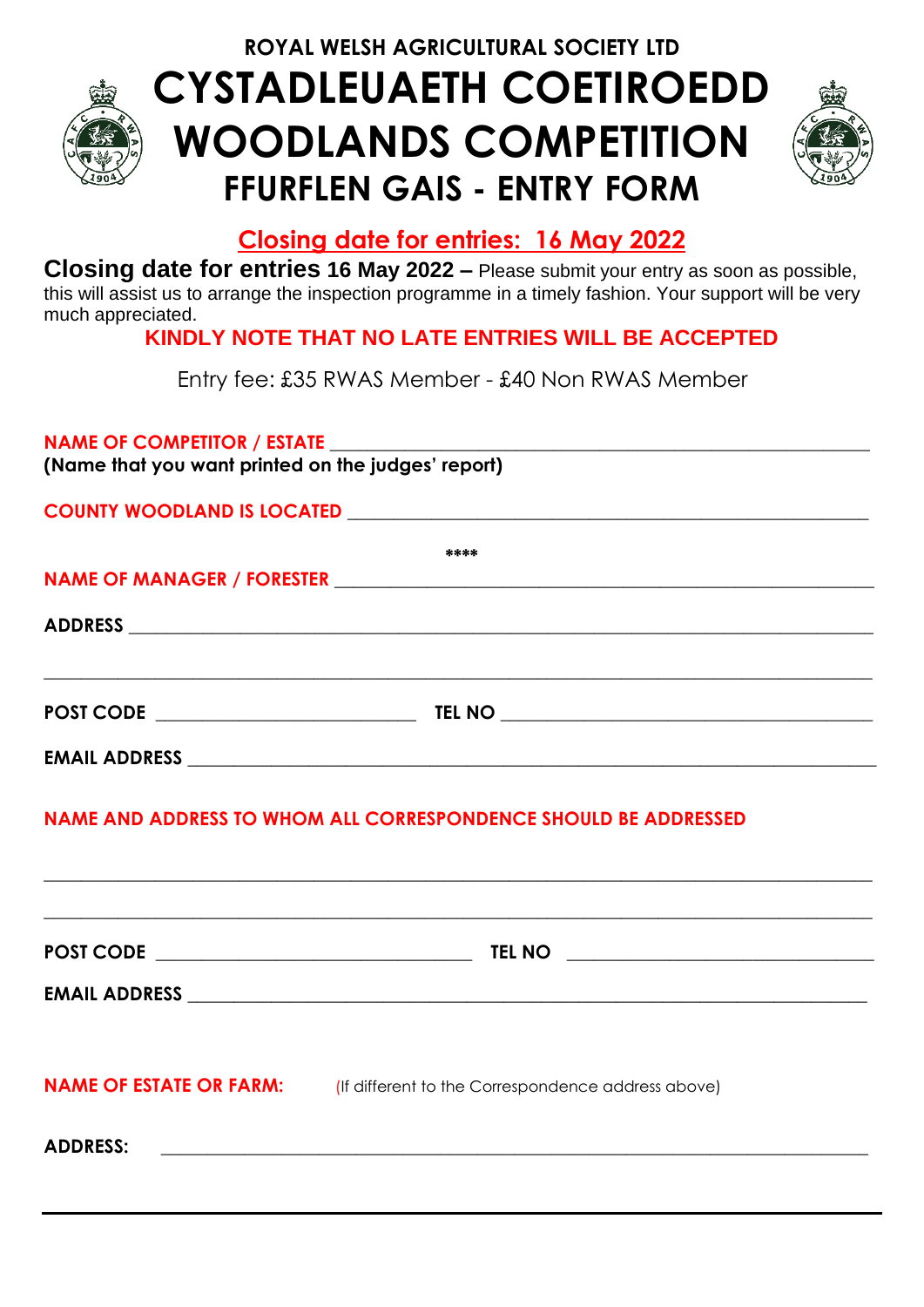ROYAL WELSH AGRICULTURAL SOCIETY LTD

# CYSTADLEUAETH COETIROEDD
# WOODLANDS COMPETITION
## FFURFLEN GAIS - ENTRY FORM

**Closing date for entries: 16 May 2022**

**Closing date for entries 16 May 2022 –** Please submit your entry as soon as possible, this will assist us to arrange the inspection programme in a timely fashion. Your support will be very much appreciated.

**KINDLY NOTE THAT NO LATE ENTRIES WILL BE ACCEPTED**

Entry fee: £35 RWAS Member - £40 Non RWAS Member

**NAME OF COMPETITOR / ESTATE** ____________________________________________
**(Name that you want printed on the judges' report)**

**COUNTY WOODLAND IS LOCATED** ____________________________________________

****

**NAME OF MANAGER / FORESTER** ____________________________________________

**ADDRESS** ____________________________________________

____________________________________________

**POST CODE** ______________________ **TEL NO** ______________________

**EMAIL ADDRESS** ____________________________________________

**NAME AND ADDRESS TO WHOM ALL CORRESPONDENCE SHOULD BE ADDRESSED**

____________________________________________

____________________________________________

**POST CODE** ______________________ **TEL NO** ______________________

**EMAIL ADDRESS** ____________________________________________

**NAME OF ESTATE OR FARM:** (If different to the Correspondence address above)

**ADDRESS:** ____________________________________________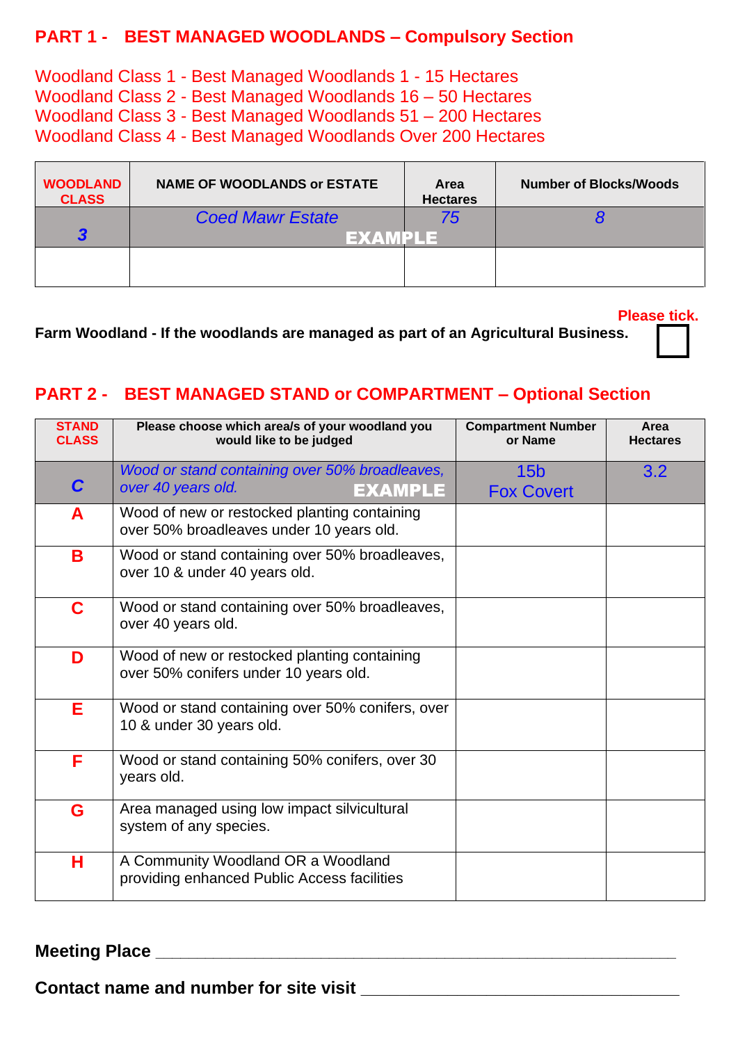## PART 1 - BEST MANAGED WOODLANDS – Compulsory Section

Woodland Class 1 - Best Managed Woodlands 1 - 15 Hectares
Woodland Class 2 - Best Managed Woodlands 16 – 50 Hectares
Woodland Class 3 - Best Managed Woodlands 51 – 200 Hectares
Woodland Class 4 - Best Managed Woodlands Over 200 Hectares

| WOODLAND CLASS | NAME OF WOODLANDS or ESTATE | Area Hectares | Number of Blocks/Woods |
|---|---|---|---|
| *3* | *Coed Mawr Estate* **EXAMPLE** | *75* | *8* |
| | | | |

Please tick.

**Farm Woodland - If the woodlands are managed as part of an Agricultural Business.** ☐

## PART 2 - BEST MANAGED STAND or COMPARTMENT – Optional Section

| STAND CLASS | Please choose which area/s of your woodland you would like to be judged | Compartment Number or Name | Area Hectares |
|---|---|---|---|
| *C* | *Wood or stand containing over 50% broadleaves, over 40 years old.* **EXAMPLE** | 15b Fox Covert | 3.2 |
| A | Wood of new or restocked planting containing over 50% broadleaves under 10 years old. | | |
| B | Wood or stand containing over 50% broadleaves, over 10 & under 40 years old. | | |
| C | Wood or stand containing over 50% broadleaves, over 40 years old. | | |
| D | Wood of new or restocked planting containing over 50% conifers under 10 years old. | | |
| E | Wood or stand containing over 50% conifers, over 10 & under 30 years old. | | |
| F | Wood or stand containing 50% conifers, over 30 years old. | | |
| G | Area managed using low impact silvicultural system of any species. | | |
| H | A Community Woodland OR a Woodland providing enhanced Public Access facilities | | |

**Meeting Place** ____________________________________________

**Contact name and number for site visit** ______________________________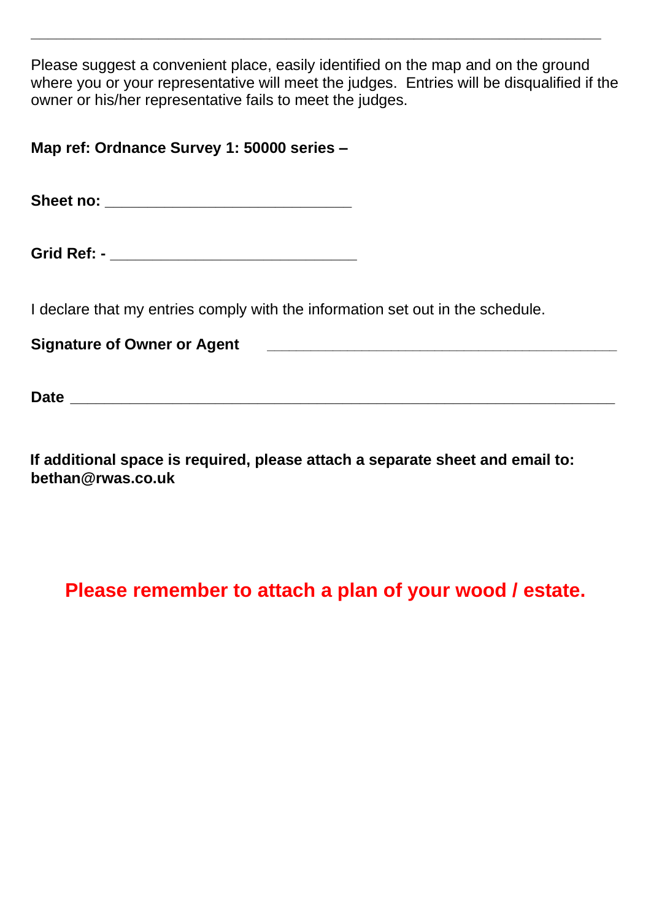---

Please suggest a convenient place, easily identified on the map and on the ground where you or your representative will meet the judges. Entries will be disqualified if the owner or his/her representative fails to meet the judges.

**Map ref: Ordnance Survey 1: 50000 series –**

**Sheet no:** _____________________________

**Grid Ref: -** _____________________________

I declare that my entries comply with the information set out in the schedule.

**Signature of Owner or Agent** _________________________________________

**Date** ________________________________________________________________

**If additional space is required, please attach a separate sheet and email to: bethan@rwas.co.uk**

**Please remember to attach a plan of your wood / estate.**